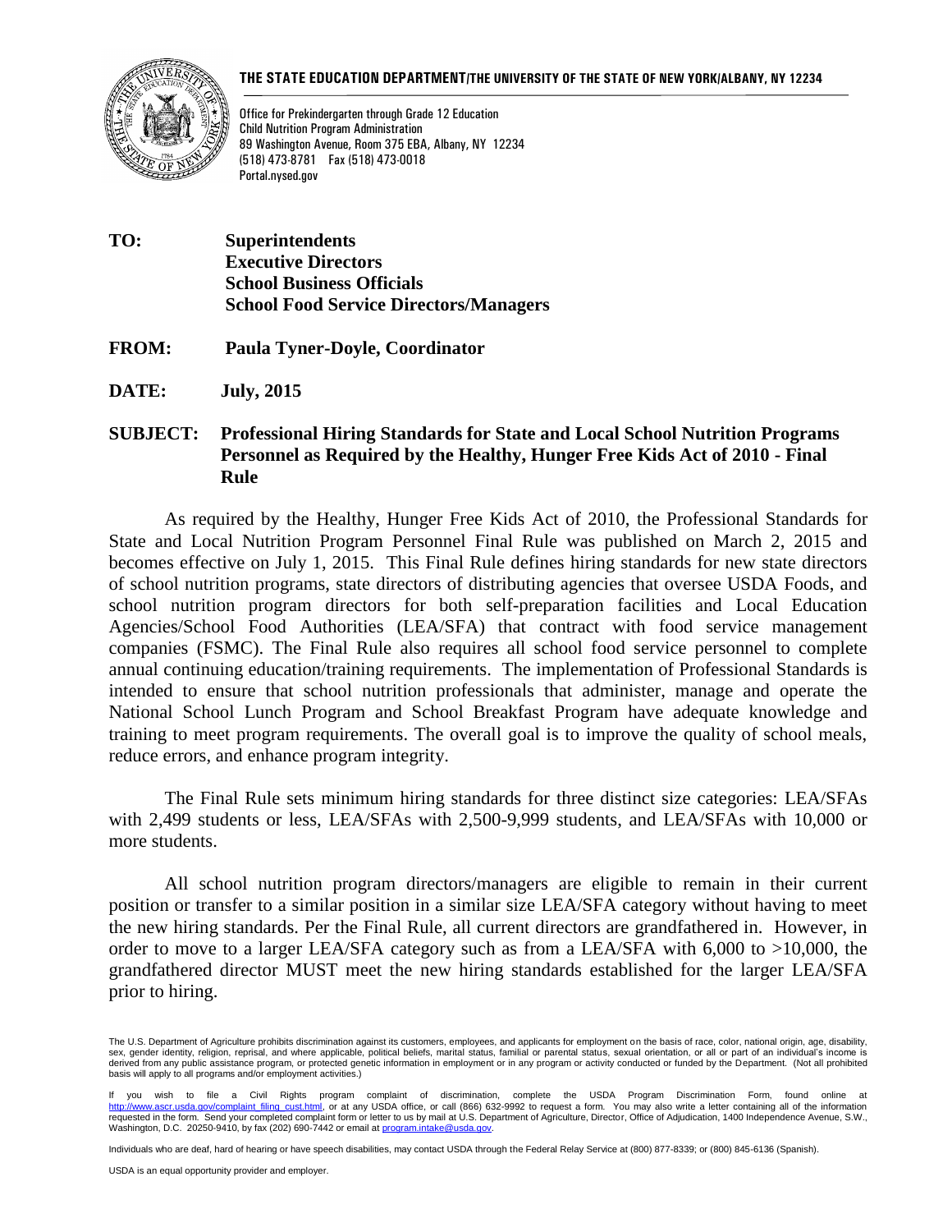**THE STATE EDUCATION DEPARTMENT/THE UNIVERSITY OF THE STATE OF NEW YORK/ALBANY, NY 12234**

Office for Prekindergarten through Grade 12 Education
Child Nutrition Program Administration
89 Washington Avenue, Room 375 EBA, Albany, NY 12234
(518) 473-8781 Fax (518) 473-0018
Portal.nysed.gov

**TO:** **Superintendents**
**Executive Directors**
**School Business Officials**
**School Food Service Directors/Managers**

**FROM:** **Paula Tyner-Doyle, Coordinator**

**DATE:** **July, 2015**

**SUBJECT:** **Professional Hiring Standards for State and Local School Nutrition Programs Personnel as Required by the Healthy, Hunger Free Kids Act of 2010 - Final Rule**

As required by the Healthy, Hunger Free Kids Act of 2010, the Professional Standards for State and Local Nutrition Program Personnel Final Rule was published on March 2, 2015 and becomes effective on July 1, 2015. This Final Rule defines hiring standards for new state directors of school nutrition programs, state directors of distributing agencies that oversee USDA Foods, and school nutrition program directors for both self-preparation facilities and Local Education Agencies/School Food Authorities (LEA/SFA) that contract with food service management companies (FSMC). The Final Rule also requires all school food service personnel to complete annual continuing education/training requirements. The implementation of Professional Standards is intended to ensure that school nutrition professionals that administer, manage and operate the National School Lunch Program and School Breakfast Program have adequate knowledge and training to meet program requirements. The overall goal is to improve the quality of school meals, reduce errors, and enhance program integrity.

The Final Rule sets minimum hiring standards for three distinct size categories: LEA/SFAs with 2,499 students or less, LEA/SFAs with 2,500-9,999 students, and LEA/SFAs with 10,000 or more students.

All school nutrition program directors/managers are eligible to remain in their current position or transfer to a similar position in a similar size LEA/SFA category without having to meet the new hiring standards. Per the Final Rule, all current directors are grandfathered in. However, in order to move to a larger LEA/SFA category such as from a LEA/SFA with 6,000 to >10,000, the grandfathered director MUST meet the new hiring standards established for the larger LEA/SFA prior to hiring.

The U.S. Department of Agriculture prohibits discrimination against its customers, employees, and applicants for employment on the basis of race, color, national origin, age, disability, sex, gender identity, religion, reprisal, and where applicable, political beliefs, marital status, familial or parental status, sexual orientation, or all or part of an individual's income is derived from any public assistance program, or protected genetic information in employment or in any program or activity conducted or funded by the Department. (Not all prohibited basis will apply to all programs and/or employment activities.)

If you wish to file a Civil Rights program complaint of discrimination, complete the USDA Program Discrimination Form, found online at http://www.ascr.usda.gov/complaint_filing_cust.html, or at any USDA office, or call (866) 632-9992 to request a form. You may also write a letter containing all of the information requested in the form. Send your completed complaint form or letter to us by mail at U.S. Department of Agriculture, Director, Office of Adjudication, 1400 Independence Avenue, S.W., Washington, D.C. 20250-9410, by fax (202) 690-7442 or email at program.intake@usda.gov.

Individuals who are deaf, hard of hearing or have speech disabilities, may contact USDA through the Federal Relay Service at (800) 877-8339; or (800) 845-6136 (Spanish).

USDA is an equal opportunity provider and employer.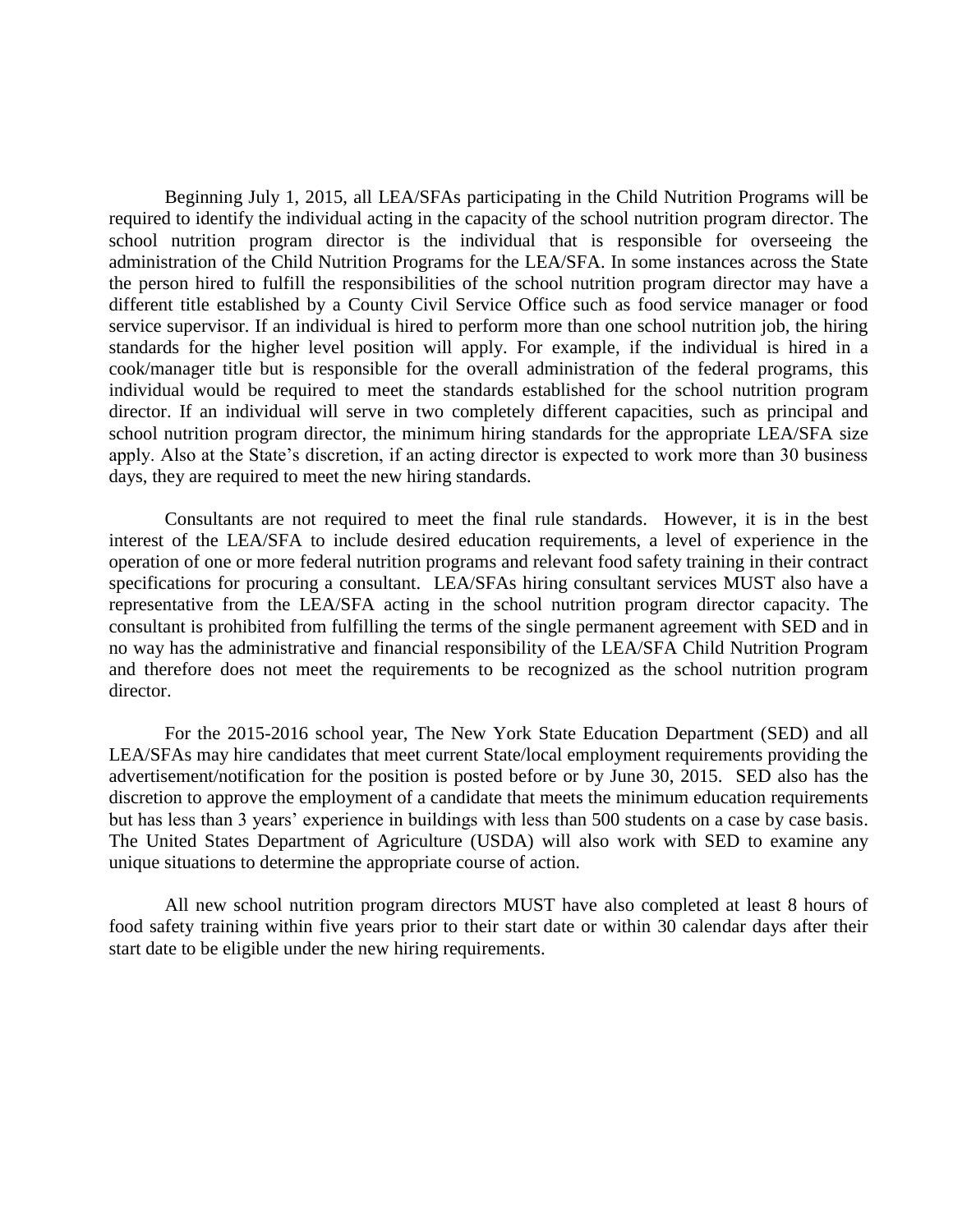Beginning July 1, 2015, all LEA/SFAs participating in the Child Nutrition Programs will be required to identify the individual acting in the capacity of the school nutrition program director. The school nutrition program director is the individual that is responsible for overseeing the administration of the Child Nutrition Programs for the LEA/SFA. In some instances across the State the person hired to fulfill the responsibilities of the school nutrition program director may have a different title established by a County Civil Service Office such as food service manager or food service supervisor. If an individual is hired to perform more than one school nutrition job, the hiring standards for the higher level position will apply. For example, if the individual is hired in a cook/manager title but is responsible for the overall administration of the federal programs, this individual would be required to meet the standards established for the school nutrition program director. If an individual will serve in two completely different capacities, such as principal and school nutrition program director, the minimum hiring standards for the appropriate LEA/SFA size apply. Also at the State's discretion, if an acting director is expected to work more than 30 business days, they are required to meet the new hiring standards.

Consultants are not required to meet the final rule standards. However, it is in the best interest of the LEA/SFA to include desired education requirements, a level of experience in the operation of one or more federal nutrition programs and relevant food safety training in their contract specifications for procuring a consultant. LEA/SFAs hiring consultant services MUST also have a representative from the LEA/SFA acting in the school nutrition program director capacity. The consultant is prohibited from fulfilling the terms of the single permanent agreement with SED and in no way has the administrative and financial responsibility of the LEA/SFA Child Nutrition Program and therefore does not meet the requirements to be recognized as the school nutrition program director.

For the 2015-2016 school year, The New York State Education Department (SED) and all LEA/SFAs may hire candidates that meet current State/local employment requirements providing the advertisement/notification for the position is posted before or by June 30, 2015. SED also has the discretion to approve the employment of a candidate that meets the minimum education requirements but has less than 3 years' experience in buildings with less than 500 students on a case by case basis. The United States Department of Agriculture (USDA) will also work with SED to examine any unique situations to determine the appropriate course of action.

All new school nutrition program directors MUST have also completed at least 8 hours of food safety training within five years prior to their start date or within 30 calendar days after their start date to be eligible under the new hiring requirements.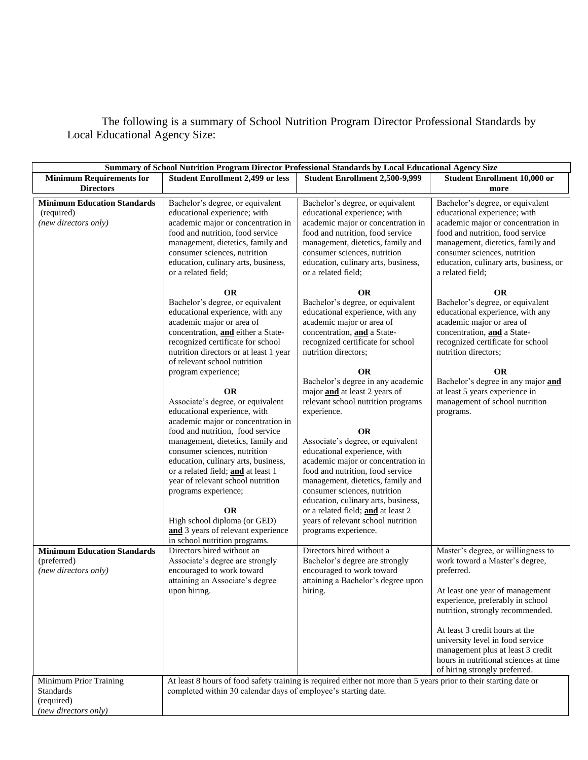The following is a summary of School Nutrition Program Director Professional Standards by Local Educational Agency Size:

| Summary of School Nutrition Program Director Professional Standards by Local Educational Agency Size | | | |
|---|---|---|---|
| **Minimum Requirements for Directors** | **Student Enrollment 2,499 or less** | **Student Enrollment 2,500-9,999** | **Student Enrollment 10,000 or more** |
| **Minimum Education Standards** (required) *(new directors only)* | Bachelor's degree, or equivalent educational experience; with academic major or concentration in food and nutrition, food service management, dietetics, family and consumer sciences, nutrition education, culinary arts, business, or a related field;<br><br>**OR**<br>Bachelor's degree, or equivalent educational experience, with any academic major or area of concentration, **and** either a State-recognized certificate for school nutrition directors or at least 1 year of relevant school nutrition program experience;<br><br>**OR**<br>Associate's degree, or equivalent educational experience, with academic major or concentration in food and nutrition, food service management, dietetics, family and consumer sciences, nutrition education, culinary arts, business, or a related field; **and** at least 1 year of relevant school nutrition programs experience;<br><br>**OR**<br>High school diploma (or GED) **and** 3 years of relevant experience in school nutrition programs. | Bachelor's degree, or equivalent educational experience; with academic major or concentration in food and nutrition, food service management, dietetics, family and consumer sciences, nutrition education, culinary arts, business, or a related field;<br><br>**OR**<br>Bachelor's degree, or equivalent educational experience, with any academic major or area of concentration, **and** a State-recognized certificate for school nutrition directors;<br><br>**OR**<br>Bachelor's degree in any academic major **and** at least 2 years of relevant school nutrition programs experience.<br><br>**OR**<br>Associate's degree, or equivalent educational experience, with academic major or concentration in food and nutrition, food service management, dietetics, family and consumer sciences, nutrition education, culinary arts, business, or a related field; **and** at least 2 years of relevant school nutrition programs experience. | Bachelor's degree, or equivalent educational experience; with academic major or concentration in food and nutrition, food service management, dietetics, family and consumer sciences, nutrition education, culinary arts, business, or a related field;<br><br>**OR**<br>Bachelor's degree, or equivalent educational experience, with any academic major or area of concentration, **and** a State-recognized certificate for school nutrition directors;<br><br>**OR**<br>Bachelor's degree in any major **and** at least 5 years experience in management of school nutrition programs. |
| **Minimum Education Standards** (preferred) *(new directors only)* | Directors hired without an Associate's degree are strongly encouraged to work toward attaining an Associate's degree upon hiring. | Directors hired without a Bachelor's degree are strongly encouraged to work toward attaining a Bachelor's degree upon hiring. | Master's degree, or willingness to work toward a Master's degree, preferred.<br><br>At least one year of management experience, preferably in school nutrition, strongly recommended.<br><br>At least 3 credit hours at the university level in food service management plus at least 3 credit hours in nutritional sciences at time of hiring strongly preferred. |
| Minimum Prior Training Standards (required) *(new directors only)* | At least 8 hours of food safety training is required either not more than 5 years prior to their starting date or completed within 30 calendar days of employee's starting date. | | |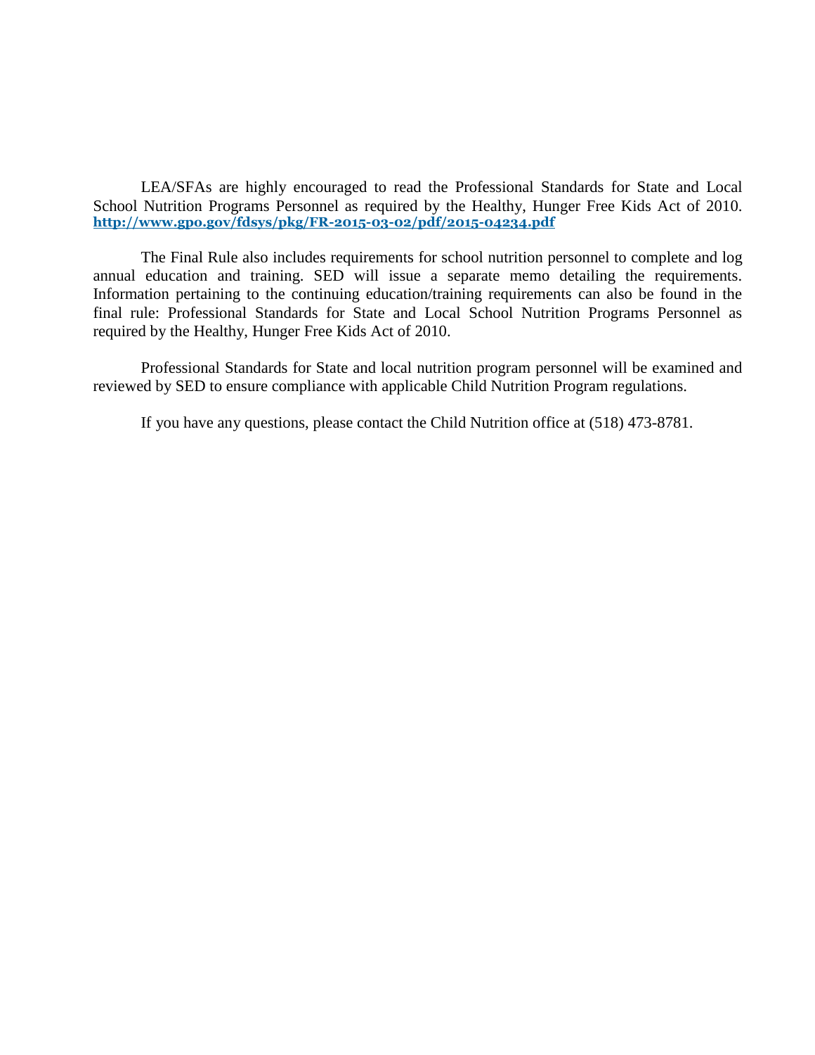LEA/SFAs are highly encouraged to read the Professional Standards for State and Local School Nutrition Programs Personnel as required by the Healthy, Hunger Free Kids Act of 2010. **http://www.gpo.gov/fdsys/pkg/FR-2015-03-02/pdf/2015-04234.pdf**

The Final Rule also includes requirements for school nutrition personnel to complete and log annual education and training. SED will issue a separate memo detailing the requirements. Information pertaining to the continuing education/training requirements can also be found in the final rule: Professional Standards for State and Local School Nutrition Programs Personnel as required by the Healthy, Hunger Free Kids Act of 2010.

Professional Standards for State and local nutrition program personnel will be examined and reviewed by SED to ensure compliance with applicable Child Nutrition Program regulations.

If you have any questions, please contact the Child Nutrition office at (518) 473-8781.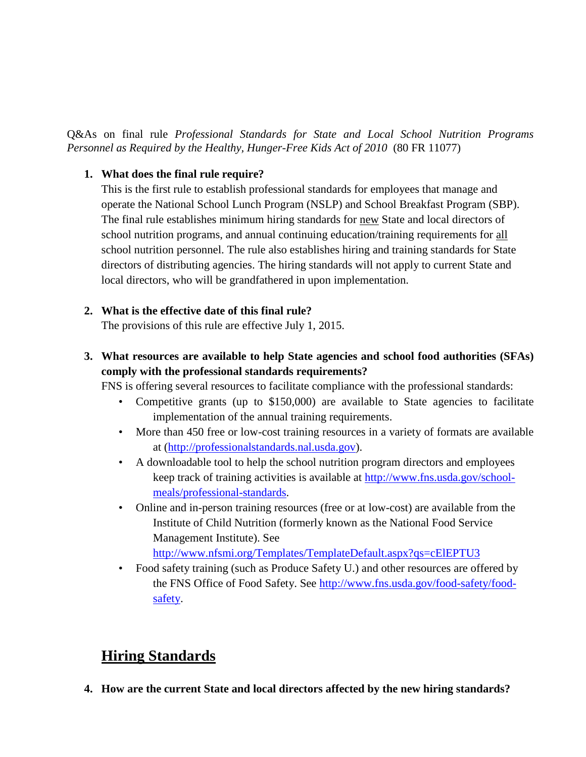Q&As on final rule *Professional Standards for State and Local School Nutrition Programs Personnel as Required by the Healthy, Hunger-Free Kids Act of 2010* (80 FR 11077)

1. **What does the final rule require?**
   This is the first rule to establish professional standards for employees that manage and operate the National School Lunch Program (NSLP) and School Breakfast Program (SBP). The final rule establishes minimum hiring standards for new State and local directors of school nutrition programs, and annual continuing education/training requirements for all school nutrition personnel. The rule also establishes hiring and training standards for State directors of distributing agencies. The hiring standards will not apply to current State and local directors, who will be grandfathered in upon implementation.

2. **What is the effective date of this final rule?**
   The provisions of this rule are effective July 1, 2015.

3. **What resources are available to help State agencies and school food authorities (SFAs) comply with the professional standards requirements?**
   FNS is offering several resources to facilitate compliance with the professional standards:
   - Competitive grants (up to $150,000) are available to State agencies to facilitate implementation of the annual training requirements.
   - More than 450 free or low-cost training resources in a variety of formats are available at (http://professionalstandards.nal.usda.gov).
   - A downloadable tool to help the school nutrition program directors and employees keep track of training activities is available at http://www.fns.usda.gov/school-meals/professional-standards.
   - Online and in-person training resources (free or at low-cost) are available from the Institute of Child Nutrition (formerly known as the National Food Service Management Institute). See http://www.nfsmi.org/Templates/TemplateDefault.aspx?qs=cElEPTU3
   - Food safety training (such as Produce Safety U.) and other resources are offered by the FNS Office of Food Safety. See http://www.fns.usda.gov/food-safety/food-safety.

## Hiring Standards

4. **How are the current State and local directors affected by the new hiring standards?**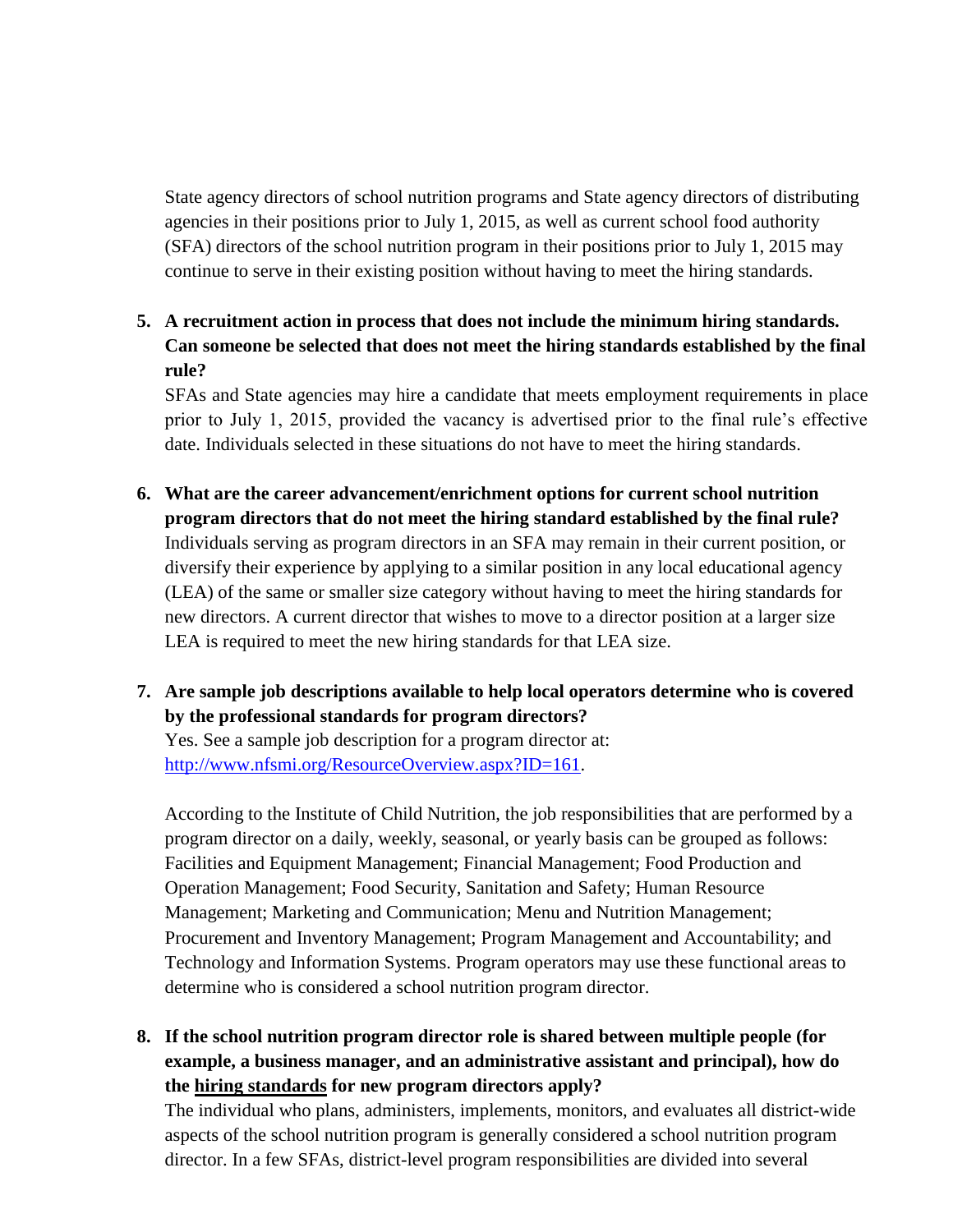State agency directors of school nutrition programs and State agency directors of distributing agencies in their positions prior to July 1, 2015, as well as current school food authority (SFA) directors of the school nutrition program in their positions prior to July 1, 2015 may continue to serve in their existing position without having to meet the hiring standards.

5. **A recruitment action in process that does not include the minimum hiring standards. Can someone be selected that does not meet the hiring standards established by the final rule?**
   SFAs and State agencies may hire a candidate that meets employment requirements in place prior to July 1, 2015, provided the vacancy is advertised prior to the final rule's effective date. Individuals selected in these situations do not have to meet the hiring standards.

6. **What are the career advancement/enrichment options for current school nutrition program directors that do not meet the hiring standard established by the final rule?**
   Individuals serving as program directors in an SFA may remain in their current position, or diversify their experience by applying to a similar position in any local educational agency (LEA) of the same or smaller size category without having to meet the hiring standards for new directors. A current director that wishes to move to a director position at a larger size LEA is required to meet the new hiring standards for that LEA size.

7. **Are sample job descriptions available to help local operators determine who is covered by the professional standards for program directors?**
   Yes. See a sample job description for a program director at: http://www.nfsmi.org/ResourceOverview.aspx?ID=161.

   According to the Institute of Child Nutrition, the job responsibilities that are performed by a program director on a daily, weekly, seasonal, or yearly basis can be grouped as follows: Facilities and Equipment Management; Financial Management; Food Production and Operation Management; Food Security, Sanitation and Safety; Human Resource Management; Marketing and Communication; Menu and Nutrition Management; Procurement and Inventory Management; Program Management and Accountability; and Technology and Information Systems. Program operators may use these functional areas to determine who is considered a school nutrition program director.

8. **If the school nutrition program director role is shared between multiple people (for example, a business manager, and an administrative assistant and principal), how do the <u>hiring standards</u> for new program directors apply?**
   The individual who plans, administers, implements, monitors, and evaluates all district-wide aspects of the school nutrition program is generally considered a school nutrition program director. In a few SFAs, district-level program responsibilities are divided into several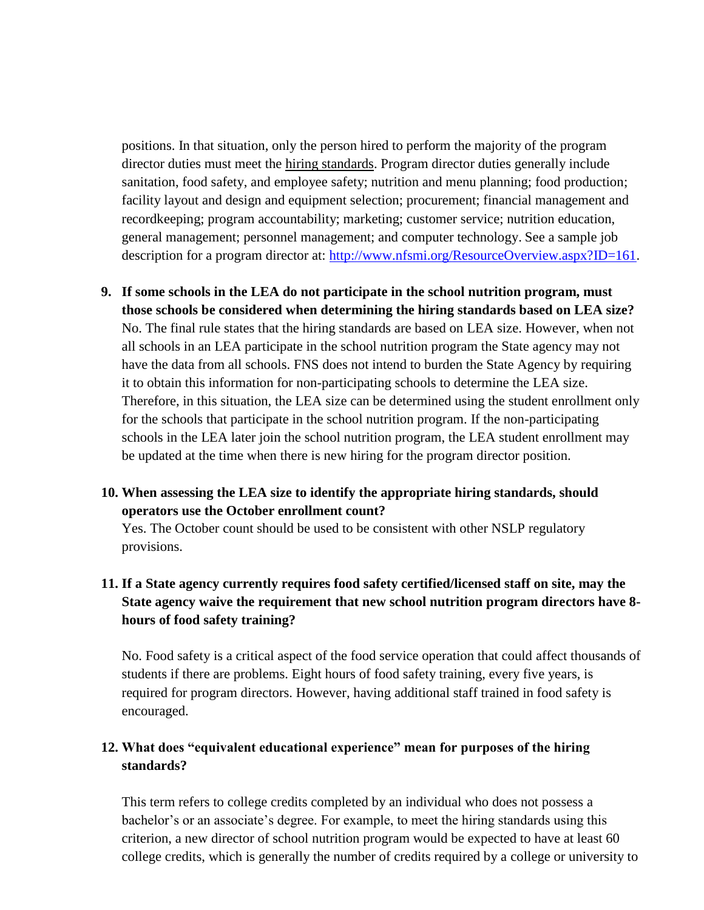positions. In that situation, only the person hired to perform the majority of the program director duties must meet the hiring standards. Program director duties generally include sanitation, food safety, and employee safety; nutrition and menu planning; food production; facility layout and design and equipment selection; procurement; financial management and recordkeeping; program accountability; marketing; customer service; nutrition education, general management; personnel management; and computer technology. See a sample job description for a program director at: http://www.nfsmi.org/ResourceOverview.aspx?ID=161.

9. **If some schools in the LEA do not participate in the school nutrition program, must those schools be considered when determining the hiring standards based on LEA size?** No. The final rule states that the hiring standards are based on LEA size. However, when not all schools in an LEA participate in the school nutrition program the State agency may not have the data from all schools. FNS does not intend to burden the State Agency by requiring it to obtain this information for non-participating schools to determine the LEA size. Therefore, in this situation, the LEA size can be determined using the student enrollment only for the schools that participate in the school nutrition program. If the non-participating schools in the LEA later join the school nutrition program, the LEA student enrollment may be updated at the time when there is new hiring for the program director position.

10. **When assessing the LEA size to identify the appropriate hiring standards, should operators use the October enrollment count?**
    Yes. The October count should be used to be consistent with other NSLP regulatory provisions.

11. **If a State agency currently requires food safety certified/licensed staff on site, may the State agency waive the requirement that new school nutrition program directors have 8-hours of food safety training?**

    No. Food safety is a critical aspect of the food service operation that could affect thousands of students if there are problems. Eight hours of food safety training, every five years, is required for program directors. However, having additional staff trained in food safety is encouraged.

12. **What does "equivalent educational experience" mean for purposes of the hiring standards?**

    This term refers to college credits completed by an individual who does not possess a bachelor's or an associate's degree. For example, to meet the hiring standards using this criterion, a new director of school nutrition program would be expected to have at least 60 college credits, which is generally the number of credits required by a college or university to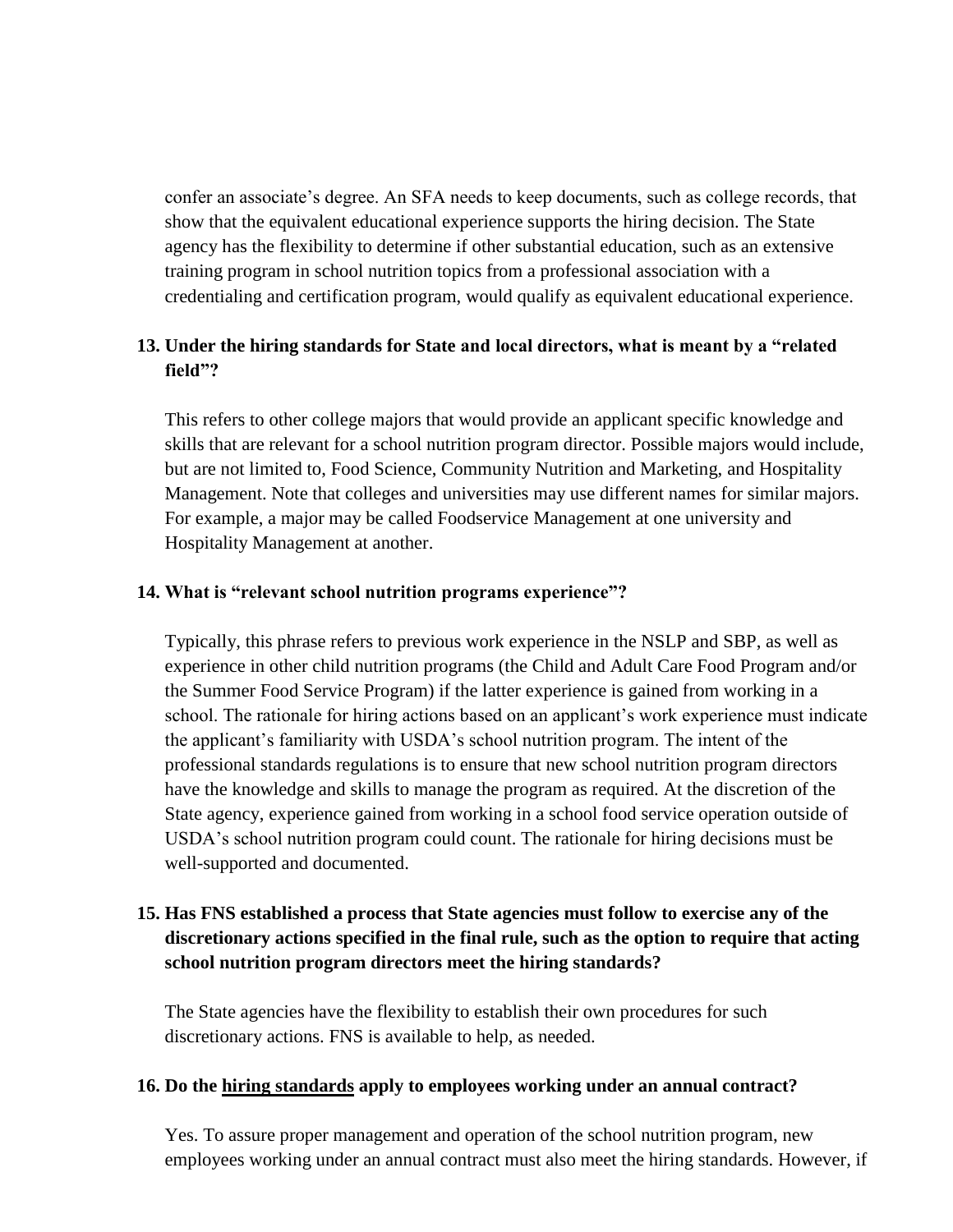confer an associate's degree. An SFA needs to keep documents, such as college records, that show that the equivalent educational experience supports the hiring decision. The State agency has the flexibility to determine if other substantial education, such as an extensive training program in school nutrition topics from a professional association with a credentialing and certification program, would qualify as equivalent educational experience.

**13. Under the hiring standards for State and local directors, what is meant by a "related field"?**

This refers to other college majors that would provide an applicant specific knowledge and skills that are relevant for a school nutrition program director. Possible majors would include, but are not limited to, Food Science, Community Nutrition and Marketing, and Hospitality Management. Note that colleges and universities may use different names for similar majors. For example, a major may be called Foodservice Management at one university and Hospitality Management at another.

**14. What is "relevant school nutrition programs experience"?**

Typically, this phrase refers to previous work experience in the NSLP and SBP, as well as experience in other child nutrition programs (the Child and Adult Care Food Program and/or the Summer Food Service Program) if the latter experience is gained from working in a school. The rationale for hiring actions based on an applicant's work experience must indicate the applicant's familiarity with USDA's school nutrition program. The intent of the professional standards regulations is to ensure that new school nutrition program directors have the knowledge and skills to manage the program as required. At the discretion of the State agency, experience gained from working in a school food service operation outside of USDA's school nutrition program could count. The rationale for hiring decisions must be well-supported and documented.

**15. Has FNS established a process that State agencies must follow to exercise any of the discretionary actions specified in the final rule, such as the option to require that acting school nutrition program directors meet the hiring standards?**

The State agencies have the flexibility to establish their own procedures for such discretionary actions. FNS is available to help, as needed.

**16. Do the hiring standards apply to employees working under an annual contract?**

Yes. To assure proper management and operation of the school nutrition program, new employees working under an annual contract must also meet the hiring standards. However, if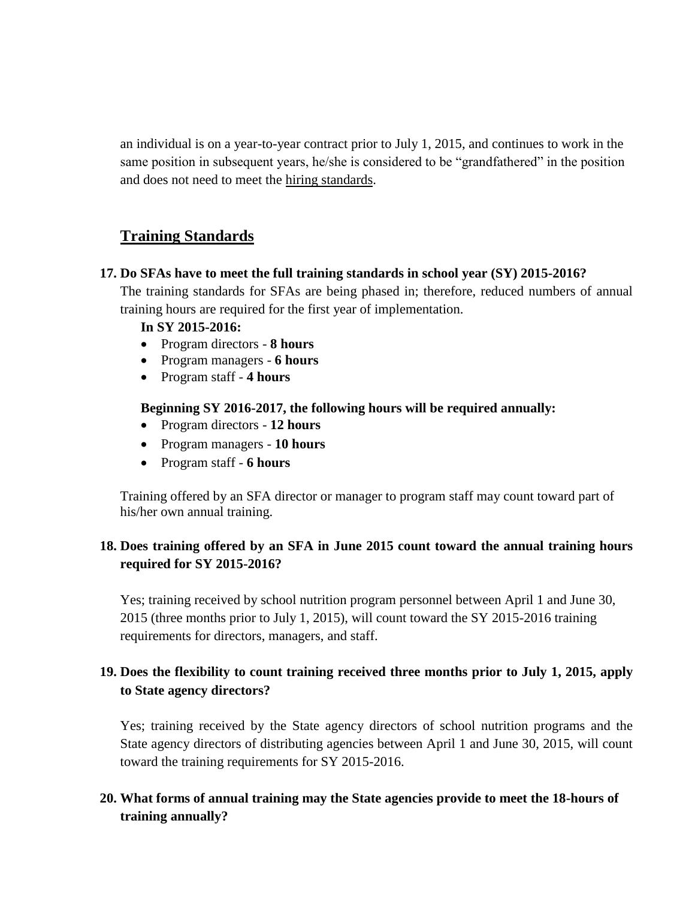an individual is on a year-to-year contract prior to July 1, 2015, and continues to work in the same position in subsequent years, he/she is considered to be "grandfathered" in the position and does not need to meet the hiring standards.

## Training Standards

**17. Do SFAs have to meet the full training standards in school year (SY) 2015-2016?**

The training standards for SFAs are being phased in; therefore, reduced numbers of annual training hours are required for the first year of implementation.

**In SY 2015-2016:**

- Program directors - **8 hours**
- Program managers - **6 hours**
- Program staff - **4 hours**

**Beginning SY 2016-2017, the following hours will be required annually:**

- Program directors - **12 hours**
- Program managers - **10 hours**
- Program staff - **6 hours**

Training offered by an SFA director or manager to program staff may count toward part of his/her own annual training.

**18. Does training offered by an SFA in June 2015 count toward the annual training hours required for SY 2015-2016?**

Yes; training received by school nutrition program personnel between April 1 and June 30, 2015 (three months prior to July 1, 2015), will count toward the SY 2015-2016 training requirements for directors, managers, and staff.

**19. Does the flexibility to count training received three months prior to July 1, 2015, apply to State agency directors?**

Yes; training received by the State agency directors of school nutrition programs and the State agency directors of distributing agencies between April 1 and June 30, 2015, will count toward the training requirements for SY 2015-2016.

**20. What forms of annual training may the State agencies provide to meet the 18-hours of training annually?**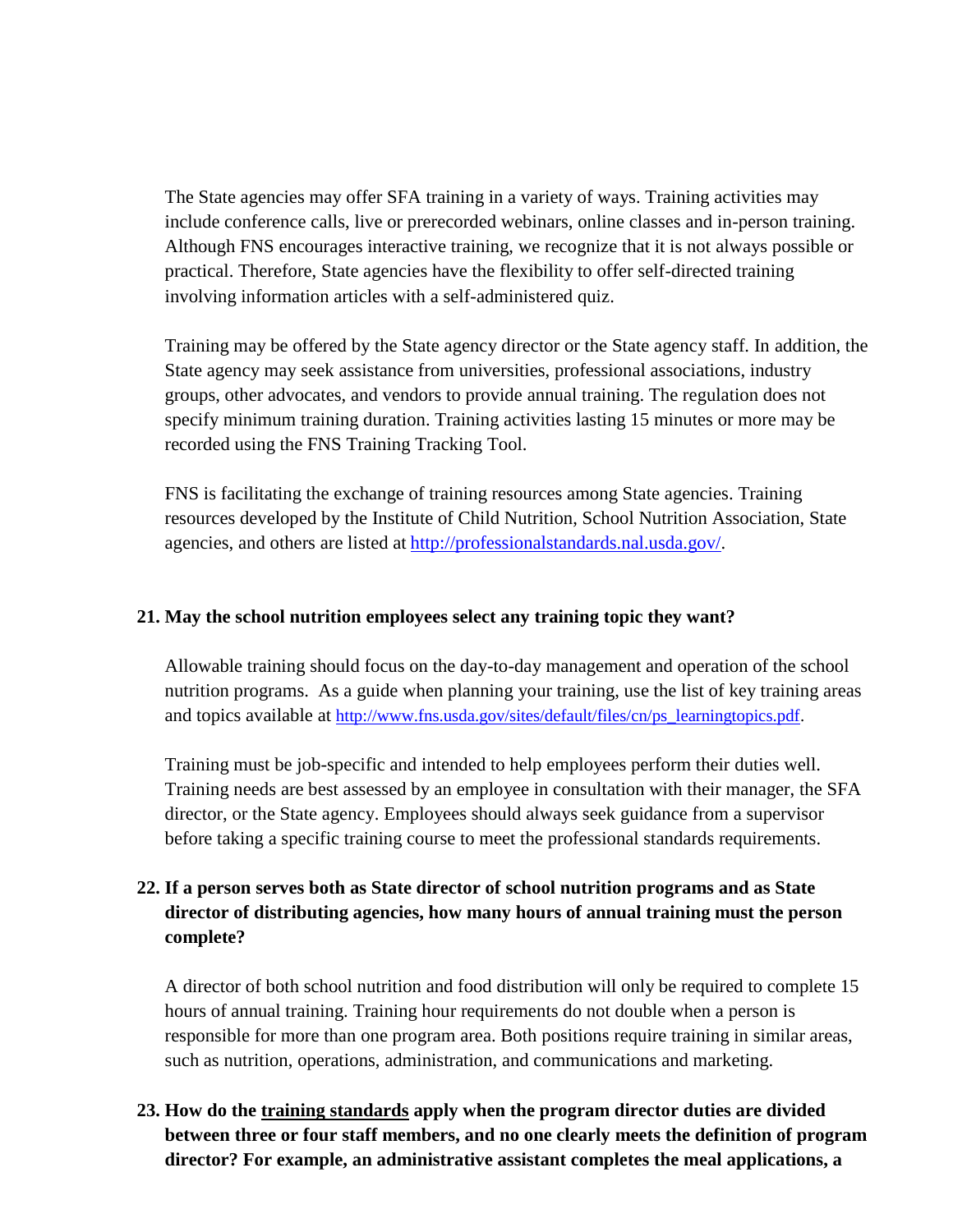The State agencies may offer SFA training in a variety of ways. Training activities may include conference calls, live or prerecorded webinars, online classes and in-person training. Although FNS encourages interactive training, we recognize that it is not always possible or practical. Therefore, State agencies have the flexibility to offer self-directed training involving information articles with a self-administered quiz.

Training may be offered by the State agency director or the State agency staff. In addition, the State agency may seek assistance from universities, professional associations, industry groups, other advocates, and vendors to provide annual training. The regulation does not specify minimum training duration. Training activities lasting 15 minutes or more may be recorded using the FNS Training Tracking Tool.

FNS is facilitating the exchange of training resources among State agencies. Training resources developed by the Institute of Child Nutrition, School Nutrition Association, State agencies, and others are listed at http://professionalstandards.nal.usda.gov/.

**21. May the school nutrition employees select any training topic they want?**

Allowable training should focus on the day-to-day management and operation of the school nutrition programs. As a guide when planning your training, use the list of key training areas and topics available at http://www.fns.usda.gov/sites/default/files/cn/ps_learningtopics.pdf.

Training must be job-specific and intended to help employees perform their duties well. Training needs are best assessed by an employee in consultation with their manager, the SFA director, or the State agency. Employees should always seek guidance from a supervisor before taking a specific training course to meet the professional standards requirements.

**22. If a person serves both as State director of school nutrition programs and as State director of distributing agencies, how many hours of annual training must the person complete?**

A director of both school nutrition and food distribution will only be required to complete 15 hours of annual training. Training hour requirements do not double when a person is responsible for more than one program area. Both positions require training in similar areas, such as nutrition, operations, administration, and communications and marketing.

**23. How do the <u>training standards</u> apply when the program director duties are divided between three or four staff members, and no one clearly meets the definition of program director? For example, an administrative assistant completes the meal applications, a**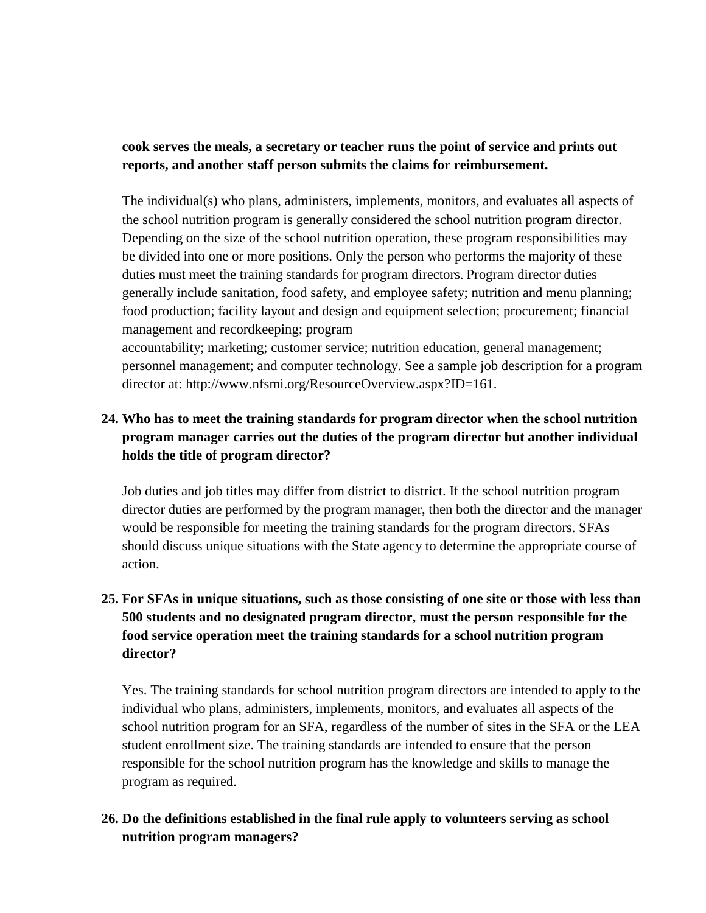**cook serves the meals, a secretary or teacher runs the point of service and prints out reports, and another staff person submits the claims for reimbursement.**

The individual(s) who plans, administers, implements, monitors, and evaluates all aspects of the school nutrition program is generally considered the school nutrition program director. Depending on the size of the school nutrition operation, these program responsibilities may be divided into one or more positions. Only the person who performs the majority of these duties must meet the training standards for program directors. Program director duties generally include sanitation, food safety, and employee safety; nutrition and menu planning; food production; facility layout and design and equipment selection; procurement; financial management and recordkeeping; program accountability; marketing; customer service; nutrition education, general management; personnel management; and computer technology. See a sample job description for a program director at: http://www.nfsmi.org/ResourceOverview.aspx?ID=161.

**24. Who has to meet the training standards for program director when the school nutrition program manager carries out the duties of the program director but another individual holds the title of program director?**

Job duties and job titles may differ from district to district. If the school nutrition program director duties are performed by the program manager, then both the director and the manager would be responsible for meeting the training standards for the program directors. SFAs should discuss unique situations with the State agency to determine the appropriate course of action.

**25. For SFAs in unique situations, such as those consisting of one site or those with less than 500 students and no designated program director, must the person responsible for the food service operation meet the training standards for a school nutrition program director?**

Yes. The training standards for school nutrition program directors are intended to apply to the individual who plans, administers, implements, monitors, and evaluates all aspects of the school nutrition program for an SFA, regardless of the number of sites in the SFA or the LEA student enrollment size. The training standards are intended to ensure that the person responsible for the school nutrition program has the knowledge and skills to manage the program as required.

**26. Do the definitions established in the final rule apply to volunteers serving as school nutrition program managers?**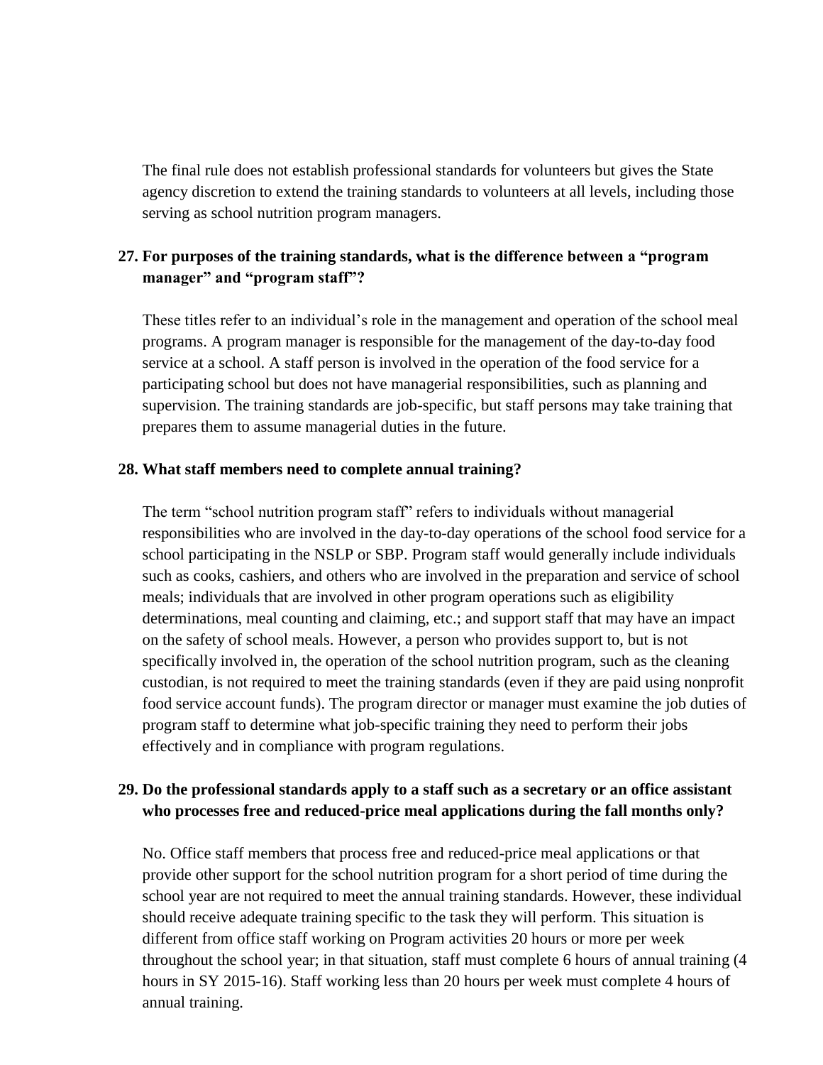The final rule does not establish professional standards for volunteers but gives the State agency discretion to extend the training standards to volunteers at all levels, including those serving as school nutrition program managers.

**27. For purposes of the training standards, what is the difference between a "program manager" and "program staff"?**

These titles refer to an individual's role in the management and operation of the school meal programs. A program manager is responsible for the management of the day-to-day food service at a school. A staff person is involved in the operation of the food service for a participating school but does not have managerial responsibilities, such as planning and supervision. The training standards are job-specific, but staff persons may take training that prepares them to assume managerial duties in the future.

**28. What staff members need to complete annual training?**

The term "school nutrition program staff" refers to individuals without managerial responsibilities who are involved in the day-to-day operations of the school food service for a school participating in the NSLP or SBP. Program staff would generally include individuals such as cooks, cashiers, and others who are involved in the preparation and service of school meals; individuals that are involved in other program operations such as eligibility determinations, meal counting and claiming, etc.; and support staff that may have an impact on the safety of school meals. However, a person who provides support to, but is not specifically involved in, the operation of the school nutrition program, such as the cleaning custodian, is not required to meet the training standards (even if they are paid using nonprofit food service account funds). The program director or manager must examine the job duties of program staff to determine what job-specific training they need to perform their jobs effectively and in compliance with program regulations.

**29. Do the professional standards apply to a staff such as a secretary or an office assistant who processes free and reduced-price meal applications during the fall months only?**

No. Office staff members that process free and reduced-price meal applications or that provide other support for the school nutrition program for a short period of time during the school year are not required to meet the annual training standards. However, these individual should receive adequate training specific to the task they will perform. This situation is different from office staff working on Program activities 20 hours or more per week throughout the school year; in that situation, staff must complete 6 hours of annual training (4 hours in SY 2015-16). Staff working less than 20 hours per week must complete 4 hours of annual training.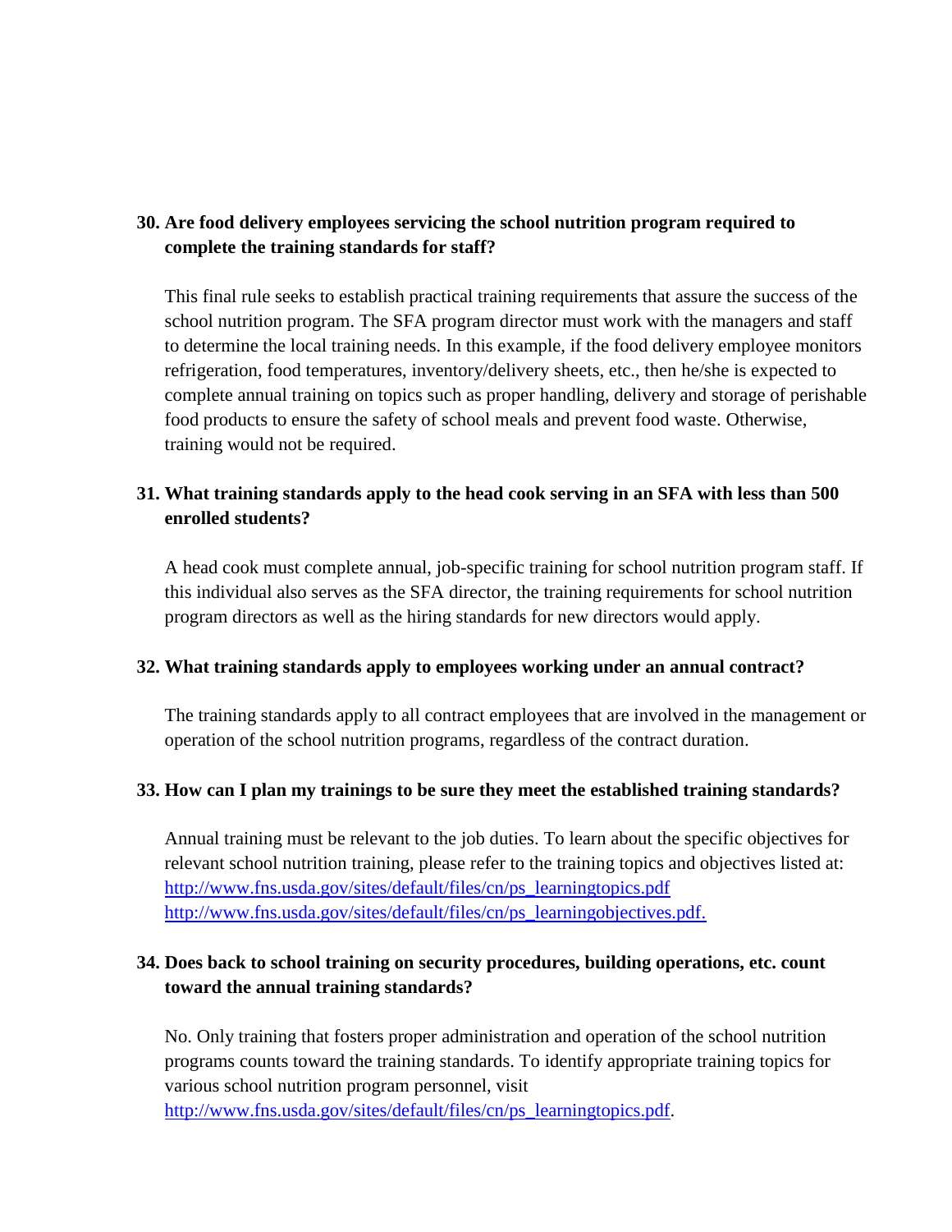**30. Are food delivery employees servicing the school nutrition program required to complete the training standards for staff?**

This final rule seeks to establish practical training requirements that assure the success of the school nutrition program. The SFA program director must work with the managers and staff to determine the local training needs. In this example, if the food delivery employee monitors refrigeration, food temperatures, inventory/delivery sheets, etc., then he/she is expected to complete annual training on topics such as proper handling, delivery and storage of perishable food products to ensure the safety of school meals and prevent food waste. Otherwise, training would not be required.

**31. What training standards apply to the head cook serving in an SFA with less than 500 enrolled students?**

A head cook must complete annual, job-specific training for school nutrition program staff. If this individual also serves as the SFA director, the training requirements for school nutrition program directors as well as the hiring standards for new directors would apply.

**32. What training standards apply to employees working under an annual contract?**

The training standards apply to all contract employees that are involved in the management or operation of the school nutrition programs, regardless of the contract duration.

**33. How can I plan my trainings to be sure they meet the established training standards?**

Annual training must be relevant to the job duties. To learn about the specific objectives for relevant school nutrition training, please refer to the training topics and objectives listed at:
http://www.fns.usda.gov/sites/default/files/cn/ps_learningtopics.pdf
http://www.fns.usda.gov/sites/default/files/cn/ps_learningobjectives.pdf.

**34. Does back to school training on security procedures, building operations, etc. count toward the annual training standards?**

No. Only training that fosters proper administration and operation of the school nutrition programs counts toward the training standards. To identify appropriate training topics for various school nutrition program personnel, visit
http://www.fns.usda.gov/sites/default/files/cn/ps_learningtopics.pdf.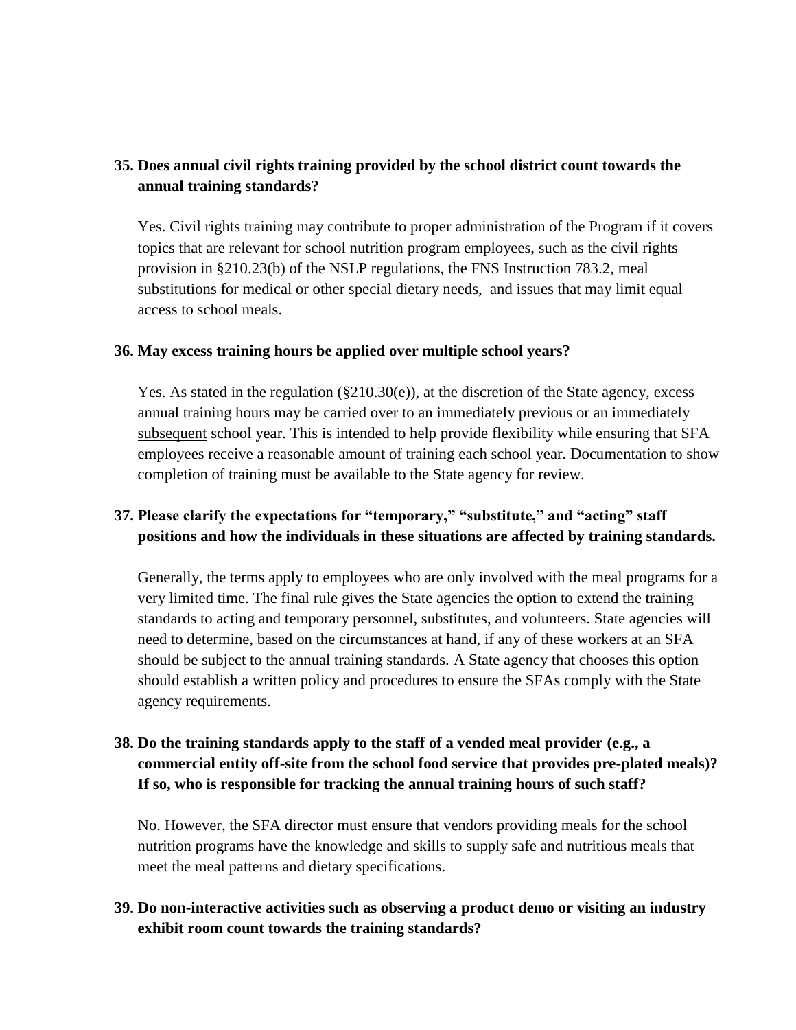**35. Does annual civil rights training provided by the school district count towards the annual training standards?**

Yes. Civil rights training may contribute to proper administration of the Program if it covers topics that are relevant for school nutrition program employees, such as the civil rights provision in §210.23(b) of the NSLP regulations, the FNS Instruction 783.2, meal substitutions for medical or other special dietary needs, and issues that may limit equal access to school meals.

**36. May excess training hours be applied over multiple school years?**

Yes. As stated in the regulation (§210.30(e)), at the discretion of the State agency, excess annual training hours may be carried over to an <u>immediately previous or an immediately subsequent</u> school year. This is intended to help provide flexibility while ensuring that SFA employees receive a reasonable amount of training each school year. Documentation to show completion of training must be available to the State agency for review.

**37. Please clarify the expectations for "temporary," "substitute," and "acting" staff positions and how the individuals in these situations are affected by training standards.**

Generally, the terms apply to employees who are only involved with the meal programs for a very limited time. The final rule gives the State agencies the option to extend the training standards to acting and temporary personnel, substitutes, and volunteers. State agencies will need to determine, based on the circumstances at hand, if any of these workers at an SFA should be subject to the annual training standards. A State agency that chooses this option should establish a written policy and procedures to ensure the SFAs comply with the State agency requirements.

**38. Do the training standards apply to the staff of a vended meal provider (e.g., a commercial entity off-site from the school food service that provides pre-plated meals)? If so, who is responsible for tracking the annual training hours of such staff?**

No. However, the SFA director must ensure that vendors providing meals for the school nutrition programs have the knowledge and skills to supply safe and nutritious meals that meet the meal patterns and dietary specifications.

**39. Do non-interactive activities such as observing a product demo or visiting an industry exhibit room count towards the training standards?**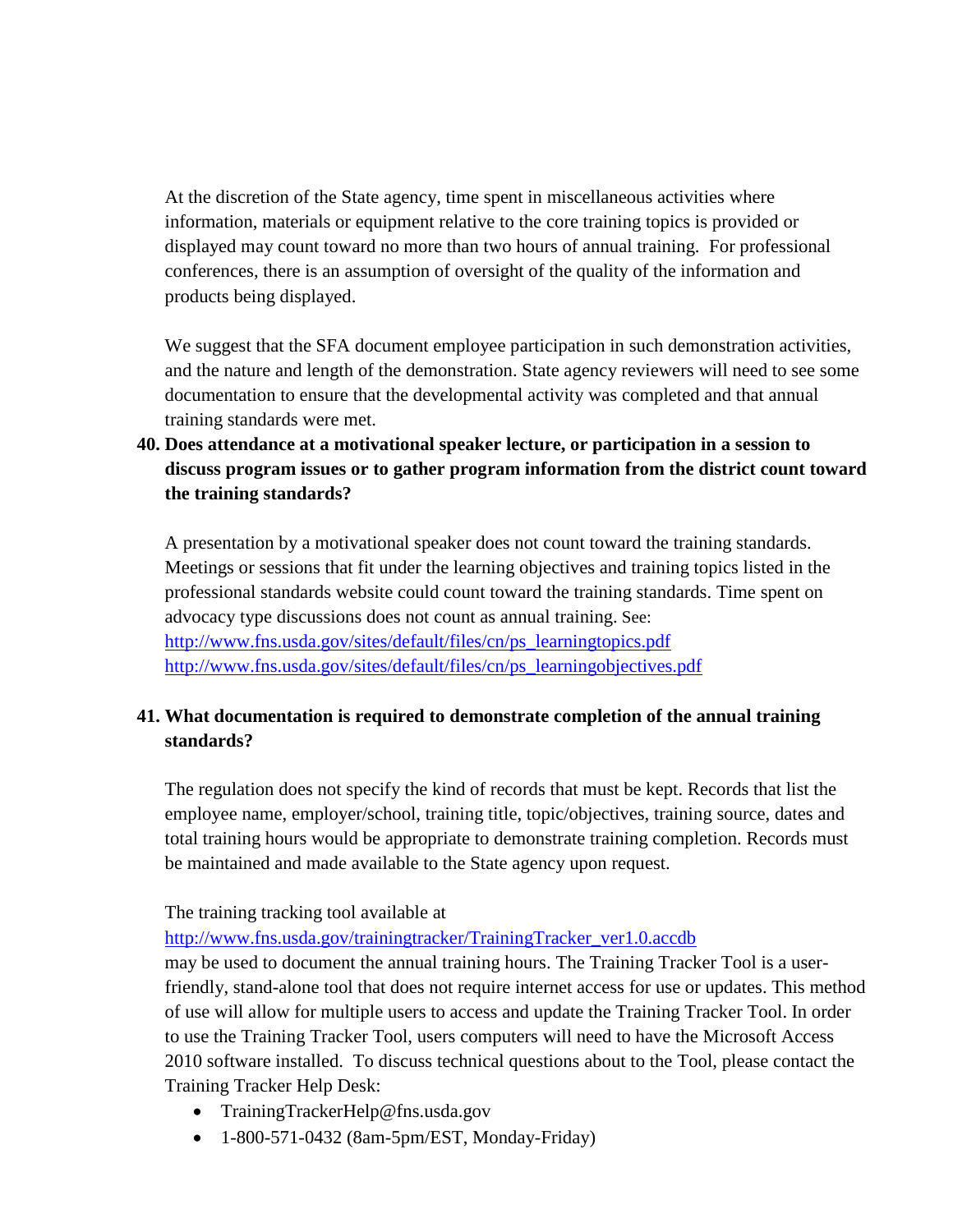At the discretion of the State agency, time spent in miscellaneous activities where information, materials or equipment relative to the core training topics is provided or displayed may count toward no more than two hours of annual training. For professional conferences, there is an assumption of oversight of the quality of the information and products being displayed.

We suggest that the SFA document employee participation in such demonstration activities, and the nature and length of the demonstration. State agency reviewers will need to see some documentation to ensure that the developmental activity was completed and that annual training standards were met.

**40. Does attendance at a motivational speaker lecture, or participation in a session to discuss program issues or to gather program information from the district count toward the training standards?**

A presentation by a motivational speaker does not count toward the training standards. Meetings or sessions that fit under the learning objectives and training topics listed in the professional standards website could count toward the training standards. Time spent on advocacy type discussions does not count as annual training. See:
http://www.fns.usda.gov/sites/default/files/cn/ps_learningtopics.pdf
http://www.fns.usda.gov/sites/default/files/cn/ps_learningobjectives.pdf

**41. What documentation is required to demonstrate completion of the annual training standards?**

The regulation does not specify the kind of records that must be kept. Records that list the employee name, employer/school, training title, topic/objectives, training source, dates and total training hours would be appropriate to demonstrate training completion. Records must be maintained and made available to the State agency upon request.

The training tracking tool available at
http://www.fns.usda.gov/trainingtracker/TrainingTracker_ver1.0.accdb
may be used to document the annual training hours. The Training Tracker Tool is a user-friendly, stand-alone tool that does not require internet access for use or updates. This method of use will allow for multiple users to access and update the Training Tracker Tool. In order to use the Training Tracker Tool, users computers will need to have the Microsoft Access 2010 software installed. To discuss technical questions about to the Tool, please contact the Training Tracker Help Desk:

- TrainingTrackerHelp@fns.usda.gov
- 1-800-571-0432 (8am-5pm/EST, Monday-Friday)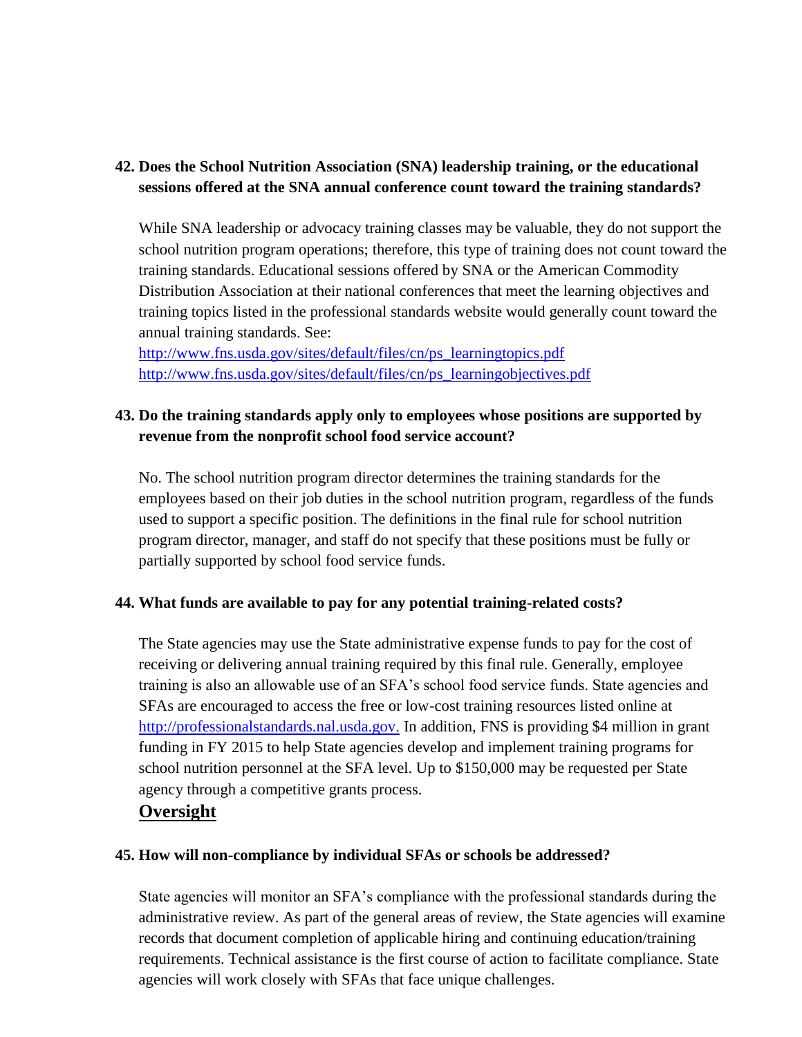**42. Does the School Nutrition Association (SNA) leadership training, or the educational sessions offered at the SNA annual conference count toward the training standards?**

While SNA leadership or advocacy training classes may be valuable, they do not support the school nutrition program operations; therefore, this type of training does not count toward the training standards. Educational sessions offered by SNA or the American Commodity Distribution Association at their national conferences that meet the learning objectives and training topics listed in the professional standards website would generally count toward the annual training standards. See:
http://www.fns.usda.gov/sites/default/files/cn/ps_learningtopics.pdf
http://www.fns.usda.gov/sites/default/files/cn/ps_learningobjectives.pdf

**43. Do the training standards apply only to employees whose positions are supported by revenue from the nonprofit school food service account?**

No. The school nutrition program director determines the training standards for the employees based on their job duties in the school nutrition program, regardless of the funds used to support a specific position. The definitions in the final rule for school nutrition program director, manager, and staff do not specify that these positions must be fully or partially supported by school food service funds.

**44. What funds are available to pay for any potential training-related costs?**

The State agencies may use the State administrative expense funds to pay for the cost of receiving or delivering annual training required by this final rule. Generally, employee training is also an allowable use of an SFA's school food service funds. State agencies and SFAs are encouraged to access the free or low-cost training resources listed online at http://professionalstandards.nal.usda.gov. In addition, FNS is providing $4 million in grant funding in FY 2015 to help State agencies develop and implement training programs for school nutrition personnel at the SFA level. Up to $150,000 may be requested per State agency through a competitive grants process.

## Oversight

**45. How will non-compliance by individual SFAs or schools be addressed?**

State agencies will monitor an SFA's compliance with the professional standards during the administrative review. As part of the general areas of review, the State agencies will examine records that document completion of applicable hiring and continuing education/training requirements. Technical assistance is the first course of action to facilitate compliance. State agencies will work closely with SFAs that face unique challenges.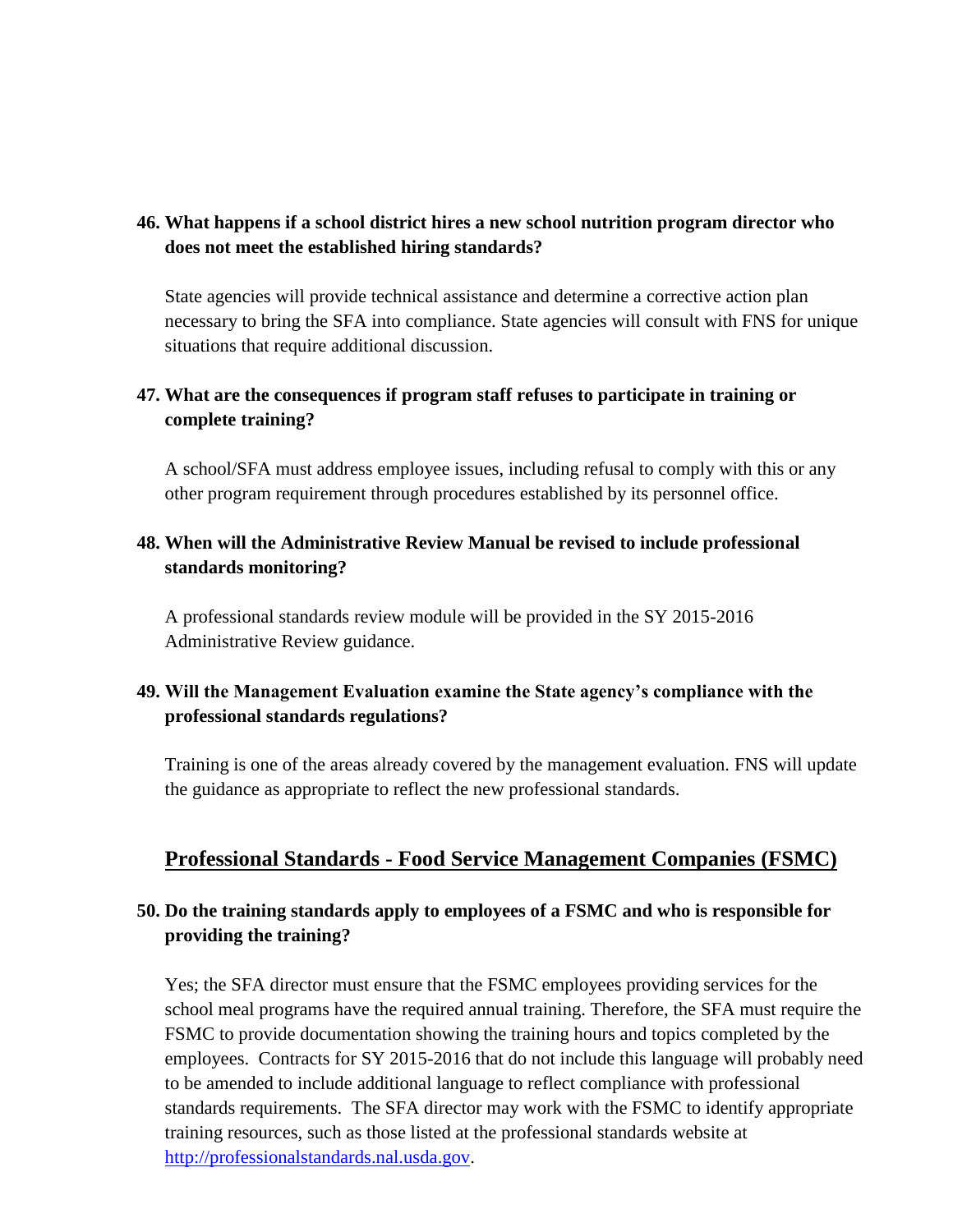**46. What happens if a school district hires a new school nutrition program director who does not meet the established hiring standards?**

State agencies will provide technical assistance and determine a corrective action plan necessary to bring the SFA into compliance. State agencies will consult with FNS for unique situations that require additional discussion.

**47. What are the consequences if program staff refuses to participate in training or complete training?**

A school/SFA must address employee issues, including refusal to comply with this or any other program requirement through procedures established by its personnel office.

**48. When will the Administrative Review Manual be revised to include professional standards monitoring?**

A professional standards review module will be provided in the SY 2015-2016 Administrative Review guidance.

**49. Will the Management Evaluation examine the State agency's compliance with the professional standards regulations?**

Training is one of the areas already covered by the management evaluation. FNS will update the guidance as appropriate to reflect the new professional standards.

## Professional Standards - Food Service Management Companies (FSMC)

**50. Do the training standards apply to employees of a FSMC and who is responsible for providing the training?**

Yes; the SFA director must ensure that the FSMC employees providing services for the school meal programs have the required annual training. Therefore, the SFA must require the FSMC to provide documentation showing the training hours and topics completed by the employees. Contracts for SY 2015-2016 that do not include this language will probably need to be amended to include additional language to reflect compliance with professional standards requirements. The SFA director may work with the FSMC to identify appropriate training resources, such as those listed at the professional standards website at http://professionalstandards.nal.usda.gov.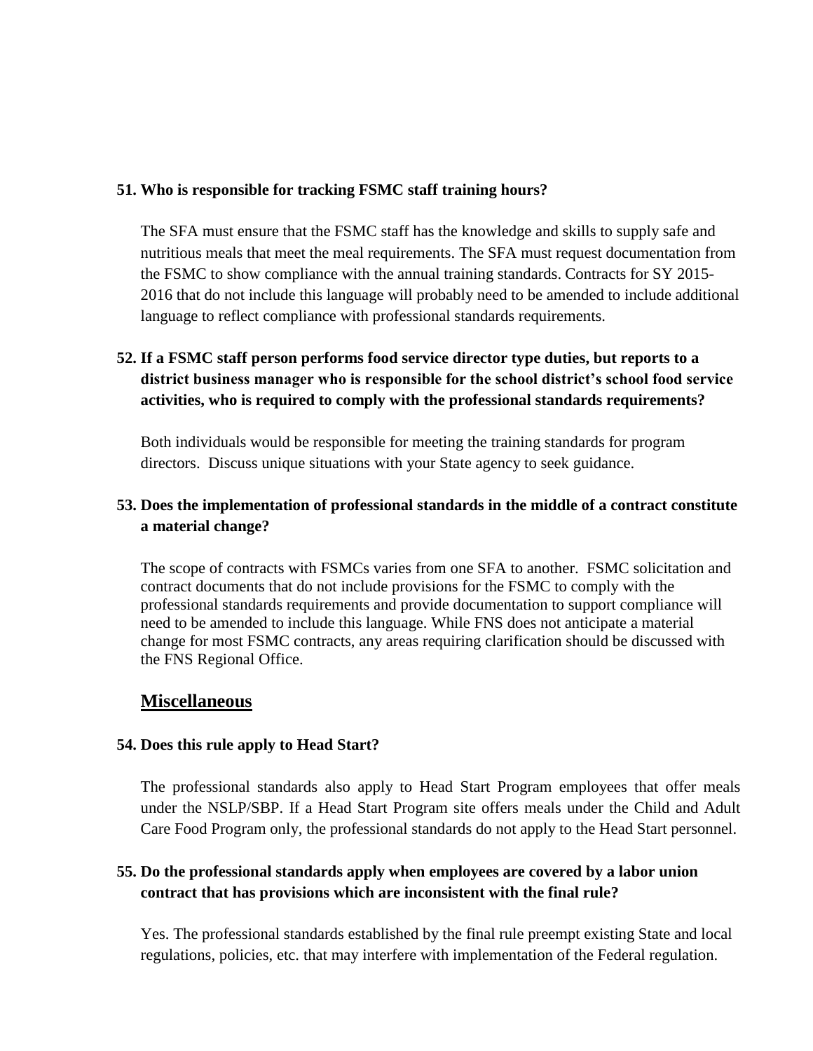**51. Who is responsible for tracking FSMC staff training hours?**

The SFA must ensure that the FSMC staff has the knowledge and skills to supply safe and nutritious meals that meet the meal requirements. The SFA must request documentation from the FSMC to show compliance with the annual training standards. Contracts for SY 2015-2016 that do not include this language will probably need to be amended to include additional language to reflect compliance with professional standards requirements.

**52. If a FSMC staff person performs food service director type duties, but reports to a district business manager who is responsible for the school district's school food service activities, who is required to comply with the professional standards requirements?**

Both individuals would be responsible for meeting the training standards for program directors. Discuss unique situations with your State agency to seek guidance.

**53. Does the implementation of professional standards in the middle of a contract constitute a material change?**

The scope of contracts with FSMCs varies from one SFA to another. FSMC solicitation and contract documents that do not include provisions for the FSMC to comply with the professional standards requirements and provide documentation to support compliance will need to be amended to include this language. While FNS does not anticipate a material change for most FSMC contracts, any areas requiring clarification should be discussed with the FNS Regional Office.

## Miscellaneous

**54. Does this rule apply to Head Start?**

The professional standards also apply to Head Start Program employees that offer meals under the NSLP/SBP. If a Head Start Program site offers meals under the Child and Adult Care Food Program only, the professional standards do not apply to the Head Start personnel.

**55. Do the professional standards apply when employees are covered by a labor union contract that has provisions which are inconsistent with the final rule?**

Yes. The professional standards established by the final rule preempt existing State and local regulations, policies, etc. that may interfere with implementation of the Federal regulation.